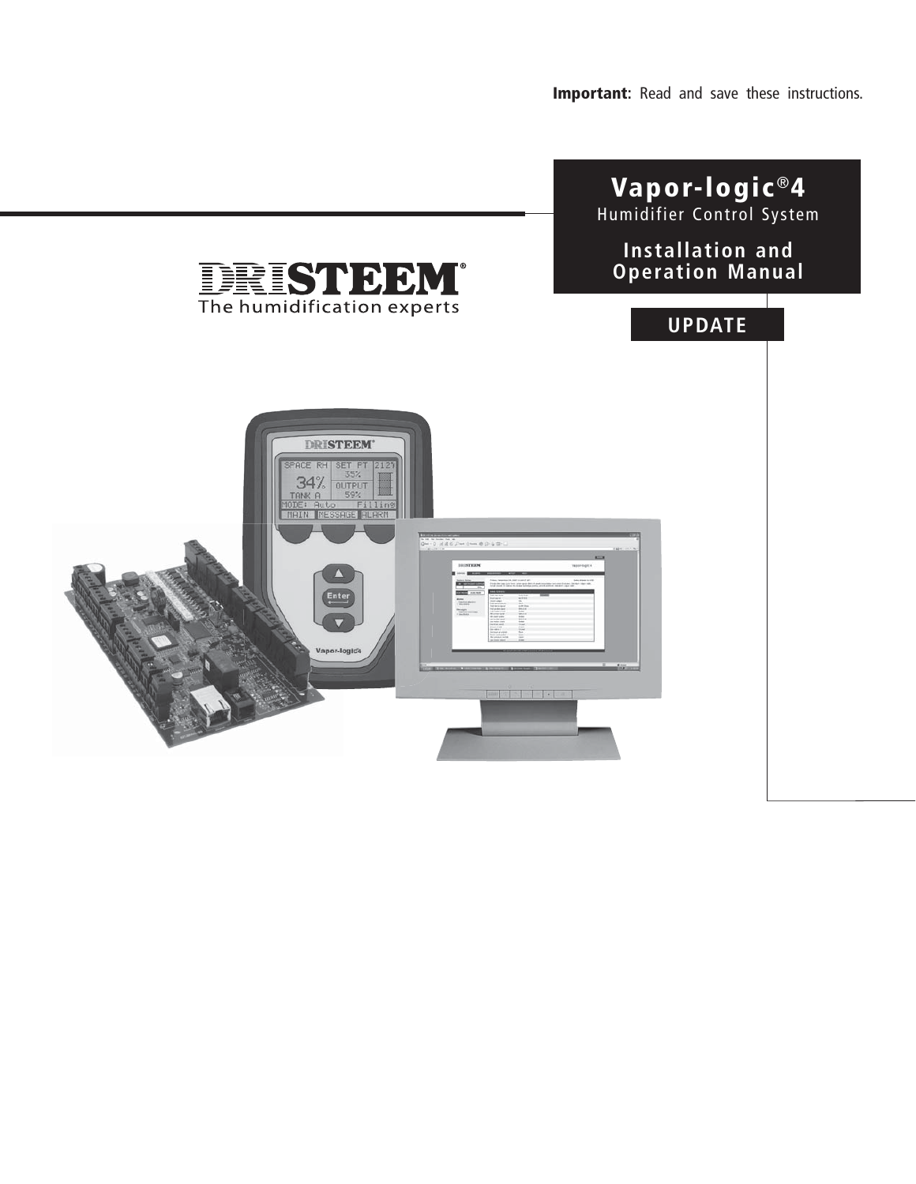**Important**: Read and save these instructions.

# Vapor-logic®4

Humidifier Control System

## Installation and Operation Manual

**UPDATE**

DRISTEEM®

The humidification experts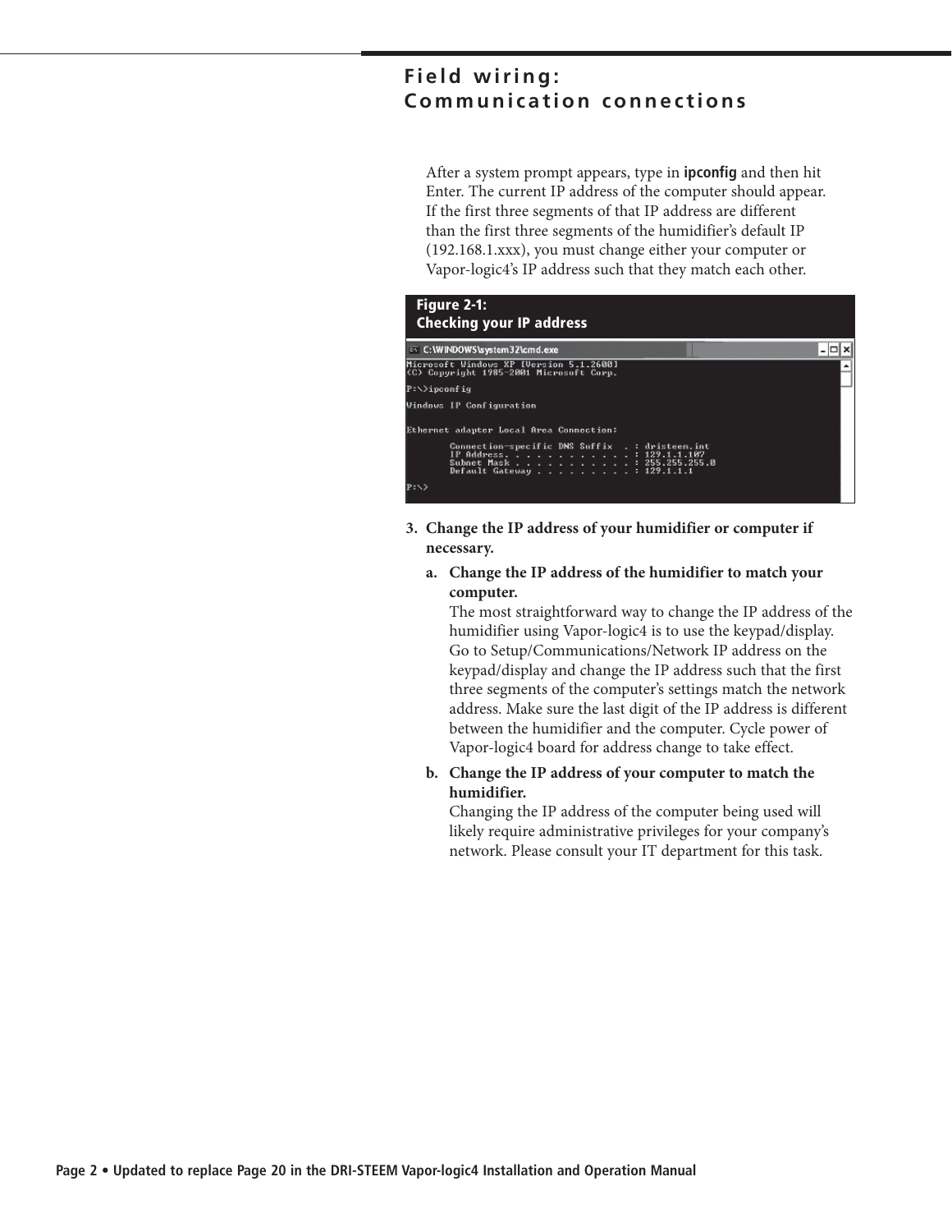## Field wiring: Communication connections

After a system prompt appears, type in **ipconfig** and then hit Enter. The current IP address of the computer should appear. If the first three segments of that IP address are different than the first three segments of the humidifier's default IP (192.168.1.xxx), you must change either your computer or Vapor-logic4's IP address such that they match each other.

**Figure 2-1: Checking your IP address**

```
C:\WINDOWS\system32\cmd.exe
Microsoft Windows XP [Version 5.1.2600]
(C) Copyright 1985-2001 Microsoft Corp.

P:\>ipconfig

Windows IP Configuration

Ethernet adapter Local Area Connection:

        Connection-specific DNS Suffix  . : dristeen.int
        IP Address. . . . . . . . . . . . : 129.1.1.107
        Subnet Mask . . . . . . . . . . . : 255.255.255.0
        Default Gateway . . . . . . . . . : 129.1.1.1

P:\>
```

3. **Change the IP address of your humidifier or computer if necessary.**
   a. **Change the IP address of the humidifier to match your computer.**
   The most straightforward way to change the IP address of the humidifier using Vapor-logic4 is to use the keypad/display. Go to Setup/Communications/Network IP address on the keypad/display and change the IP address such that the first three segments of the computer's settings match the network address. Make sure the last digit of the IP address is different between the humidifier and the computer. Cycle power of Vapor-logic4 board for address change to take effect.
   b. **Change the IP address of your computer to match the humidifier.**
   Changing the IP address of the computer being used will likely require administrative privileges for your company's network. Please consult your IT department for this task.

Page 2 • Updated to replace Page 20 in the DRI-STEEM Vapor-logic4 Installation and Operation Manual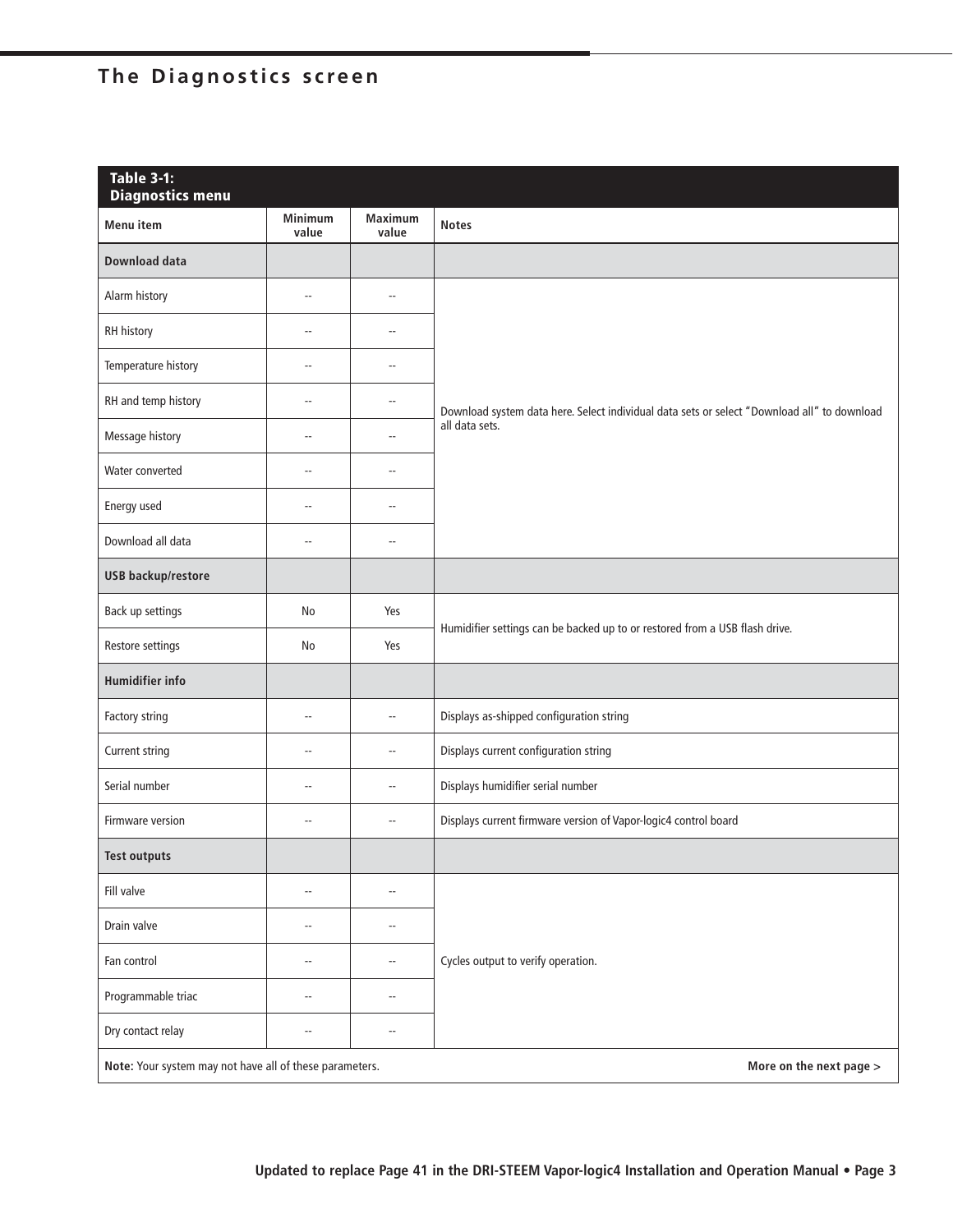# The Diagnostics screen

**Table 3-1: Diagnostics menu**

| Menu item | Minimum value | Maximum value | Notes |
|---|---|---|---|
| **Download data** | | | |
| Alarm history | -- | -- | Download system data here. Select individual data sets or select "Download all" to download all data sets. |
| RH history | -- | -- | |
| Temperature history | -- | -- | |
| RH and temp history | -- | -- | |
| Message history | -- | -- | |
| Water converted | -- | -- | |
| Energy used | -- | -- | |
| Download all data | -- | -- | |
| **USB backup/restore** | | | |
| Back up settings | No | Yes | Humidifier settings can be backed up to or restored from a USB flash drive. |
| Restore settings | No | Yes | |
| **Humidifier info** | | | |
| Factory string | -- | -- | Displays as-shipped configuration string |
| Current string | -- | -- | Displays current configuration string |
| Serial number | -- | -- | Displays humidifier serial number |
| Firmware version | -- | -- | Displays current firmware version of Vapor-logic4 control board |
| **Test outputs** | | | |
| Fill valve | -- | -- | Cycles output to verify operation. |
| Drain valve | -- | -- | |
| Fan control | -- | -- | |
| Programmable triac | -- | -- | |
| Dry contact relay | -- | -- | |

**Note:** Your system may not have all of these parameters.

**More on the next page >**

**Updated to replace Page 41 in the DRI-STEEM Vapor-logic4 Installation and Operation Manual**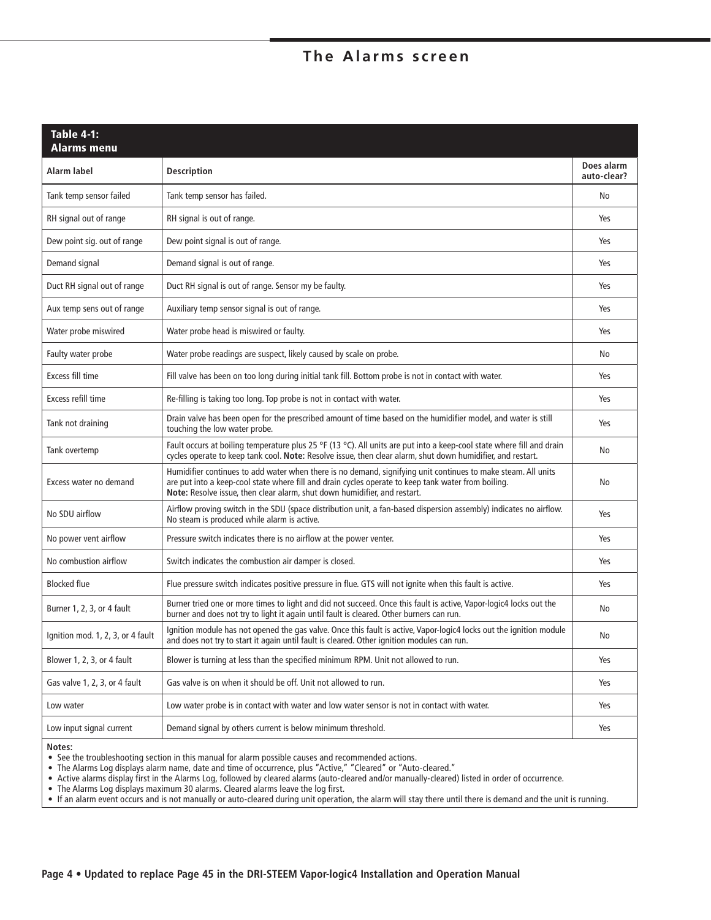# The Alarms screen

**Table 4-1: Alarms menu**

| Alarm label | Description | Does alarm auto-clear? |
|---|---|---|
| Tank temp sensor failed | Tank temp sensor has failed. | No |
| RH signal out of range | RH signal is out of range. | Yes |
| Dew point sig. out of range | Dew point signal is out of range. | Yes |
| Demand signal | Demand signal is out of range. | Yes |
| Duct RH signal out of range | Duct RH signal is out of range. Sensor my be faulty. | Yes |
| Aux temp sens out of range | Auxiliary temp sensor signal is out of range. | Yes |
| Water probe miswired | Water probe head is miswired or faulty. | Yes |
| Faulty water probe | Water probe readings are suspect, likely caused by scale on probe. | No |
| Excess fill time | Fill valve has been on too long during initial tank fill. Bottom probe is not in contact with water. | Yes |
| Excess refill time | Re-filling is taking too long. Top probe is not in contact with water. | Yes |
| Tank not draining | Drain valve has been open for the prescribed amount of time based on the humidifier model, and water is still touching the low water probe. | Yes |
| Tank overtemp | Fault occurs at boiling temperature plus 25 °F (13 °C). All units are put into a keep-cool state where fill and drain cycles operate to keep tank cool. **Note:** Resolve issue, then clear alarm, shut down humidifier, and restart. | No |
| Excess water no demand | Humidifier continues to add water when there is no demand, signifying unit continues to make steam. All units are put into a keep-cool state where fill and drain cycles operate to keep tank water from boiling. **Note:** Resolve issue, then clear alarm, shut down humidifier, and restart. | No |
| No SDU airflow | Airflow proving switch in the SDU (space distribution unit, a fan-based dispersion assembly) indicates no airflow. No steam is produced while alarm is active. | Yes |
| No power vent airflow | Pressure switch indicates there is no airflow at the power venter. | Yes |
| No combustion airflow | Switch indicates the combustion air damper is closed. | Yes |
| Blocked flue | Flue pressure switch indicates positive pressure in flue. GTS will not ignite when this fault is active. | Yes |
| Burner 1, 2, 3, or 4 fault | Burner tried one or more times to light and did not succeed. Once this fault is active, Vapor-logic4 locks out the burner and does not try to light it again until fault is cleared. Other burners can run. | No |
| Ignition mod. 1, 2, 3, or 4 fault | Ignition module has not opened the gas valve. Once this fault is active, Vapor-logic4 locks out the ignition module and does not try to start it again until fault is cleared. Other ignition modules can run. | No |
| Blower 1, 2, 3, or 4 fault | Blower is turning at less than the specified minimum RPM. Unit not allowed to run. | Yes |
| Gas valve 1, 2, 3, or 4 fault | Gas valve is on when it should be off. Unit not allowed to run. | Yes |
| Low water | Low water probe is in contact with water and low water sensor is not in contact with water. | Yes |
| Low input signal current | Demand signal by others current is below minimum threshold. | Yes |

**Notes:**

- See the troubleshooting section in this manual for alarm possible causes and recommended actions.
- The Alarms Log displays alarm name, date and time of occurrence, plus "Active," "Cleared" or "Auto-cleared."
- Active alarms display first in the Alarms Log, followed by cleared alarms (auto-cleared and/or manually-cleared) listed in order of occurrence.
- The Alarms Log displays maximum 30 alarms. Cleared alarms leave the log first.
- If an alarm event occurs and is not manually or auto-cleared during unit operation, the alarm will stay there until there is demand and the unit is running.

**Page 4 • Updated to replace Page 45 in the DRI-STEEM Vapor-logic4 Installation and Operation Manual**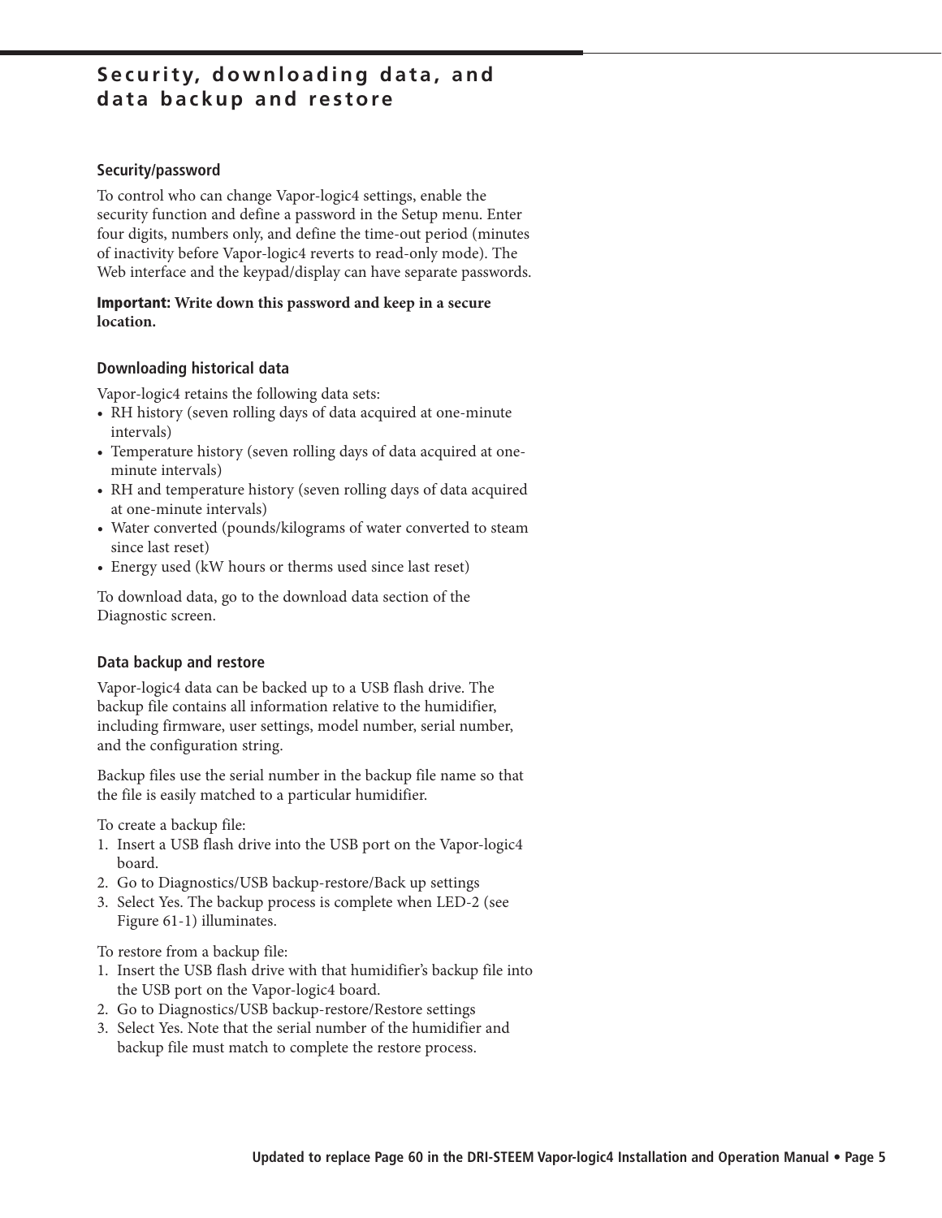# Security, downloading data, and data backup and restore

### Security/password

To control who can change Vapor-logic4 settings, enable the security function and define a password in the Setup menu. Enter four digits, numbers only, and define the time-out period (minutes of inactivity before Vapor-logic4 reverts to read-only mode). The Web interface and the keypad/display can have separate passwords.

**Important: Write down this password and keep in a secure location.**

### Downloading historical data

Vapor-logic4 retains the following data sets:

- RH history (seven rolling days of data acquired at one-minute intervals)
- Temperature history (seven rolling days of data acquired at one-minute intervals)
- RH and temperature history (seven rolling days of data acquired at one-minute intervals)
- Water converted (pounds/kilograms of water converted to steam since last reset)
- Energy used (kW hours or therms used since last reset)

To download data, go to the download data section of the Diagnostic screen.

### Data backup and restore

Vapor-logic4 data can be backed up to a USB flash drive. The backup file contains all information relative to the humidifier, including firmware, user settings, model number, serial number, and the configuration string.

Backup files use the serial number in the backup file name so that the file is easily matched to a particular humidifier.

To create a backup file:

1. Insert a USB flash drive into the USB port on the Vapor-logic4 board.
2. Go to Diagnostics/USB backup-restore/Back up settings
3. Select Yes. The backup process is complete when LED-2 (see Figure 61-1) illuminates.

To restore from a backup file:

1. Insert the USB flash drive with that humidifier's backup file into the USB port on the Vapor-logic4 board.
2. Go to Diagnostics/USB backup-restore/Restore settings
3. Select Yes. Note that the serial number of the humidifier and backup file must match to complete the restore process.

Updated to replace Page 60 in the DRI-STEEM Vapor-logic4 Installation and Operation Manual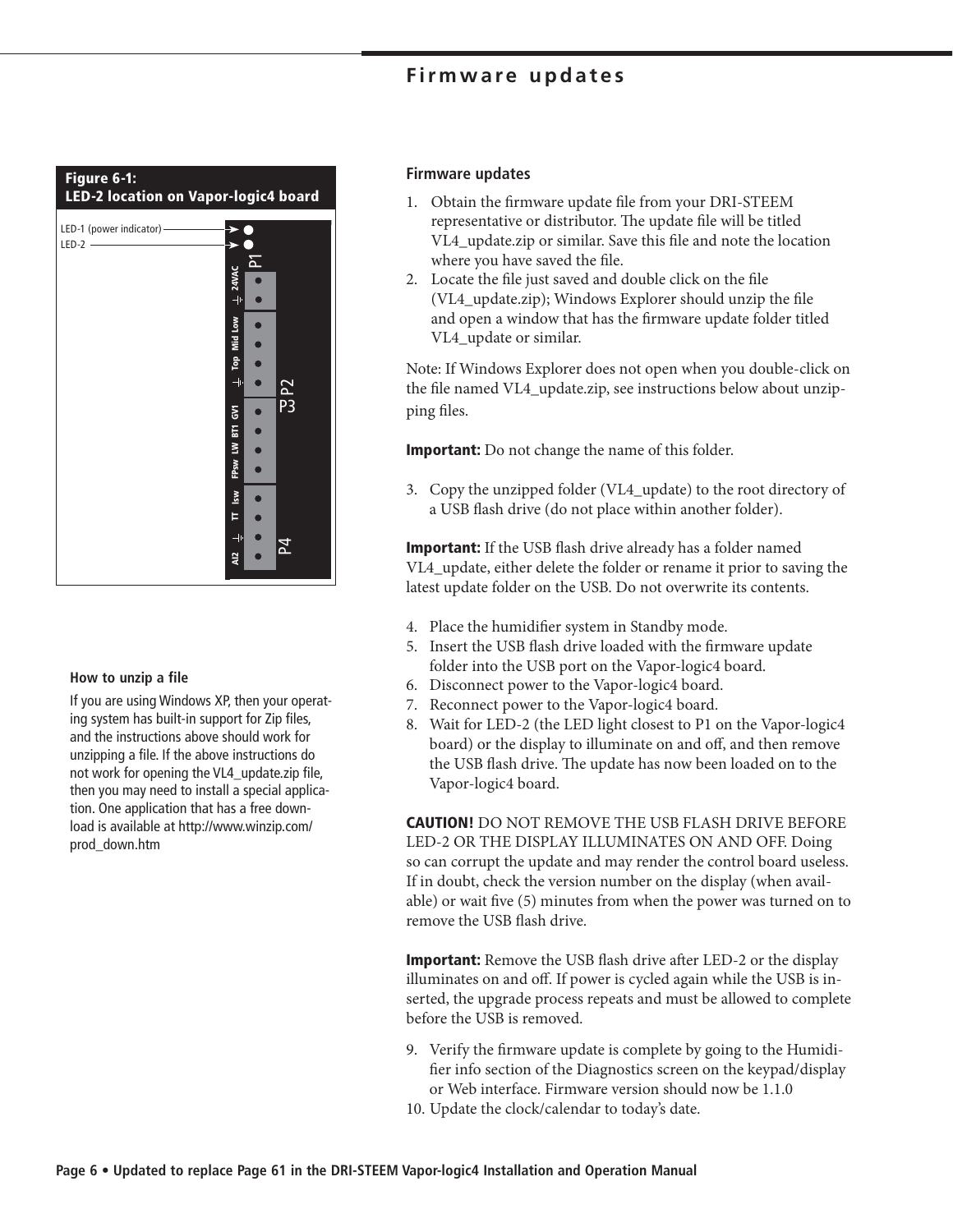# Firmware updates

**Figure 6-1: LED-2 location on Vapor-logic4 board**

LED-1 (power indicator)
LED-2

P1 24VAC
P2 Top Mid Low
P3 GV1 BT1 LW FPsw
P4 Isw TT AI2

## Firmware updates

1. Obtain the firmware update file from your DRI-STEEM representative or distributor. The update file will be titled VL4_update.zip or similar. Save this file and note the location where you have saved the file.
2. Locate the file just saved and double click on the file (VL4_update.zip); Windows Explorer should unzip the file and open a window that has the firmware update folder titled VL4_update or similar.

Note: If Windows Explorer does not open when you double-click on the file named VL4_update.zip, see instructions below about unzipping files.

**Important:** Do not change the name of this folder.

3. Copy the unzipped folder (VL4_update) to the root directory of a USB flash drive (do not place within another folder).

**Important:** If the USB flash drive already has a folder named VL4_update, either delete the folder or rename it prior to saving the latest update folder on the USB. Do not overwrite its contents.

4. Place the humidifier system in Standby mode.
5. Insert the USB flash drive loaded with the firmware update folder into the USB port on the Vapor-logic4 board.
6. Disconnect power to the Vapor-logic4 board.
7. Reconnect power to the Vapor-logic4 board.
8. Wait for LED-2 (the LED light closest to P1 on the Vapor-logic4 board) or the display to illuminate on and off, and then remove the USB flash drive. The update has now been loaded on to the Vapor-logic4 board.

**CAUTION!** DO NOT REMOVE THE USB FLASH DRIVE BEFORE LED-2 OR THE DISPLAY ILLUMINATES ON AND OFF. Doing so can corrupt the update and may render the control board useless. If in doubt, check the version number on the display (when available) or wait five (5) minutes from when the power was turned on to remove the USB flash drive.

**Important:** Remove the USB flash drive after LED-2 or the display illuminates on and off. If power is cycled again while the USB is inserted, the upgrade process repeats and must be allowed to complete before the USB is removed.

9. Verify the firmware update is complete by going to the Humidifier info section of the Diagnostics screen on the keypad/display or Web interface. Firmware version should now be 1.1.0
10. Update the clock/calendar to today's date.

### How to unzip a file

If you are using Windows XP, then your operating system has built-in support for Zip files, and the instructions above should work for unzipping a file. If the above instructions do not work for opening the VL4_update.zip file, then you may need to install a special application. One application that has a free download is available at http://www.winzip.com/prod_down.htm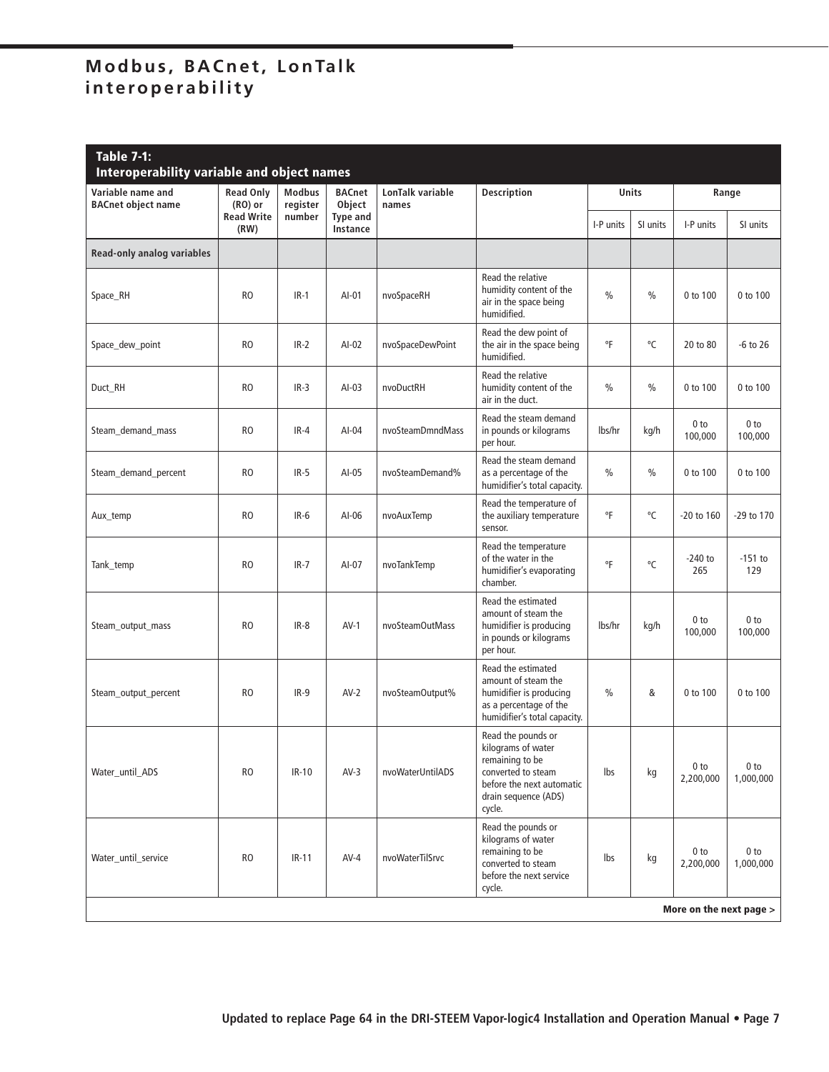# Modbus, BACnet, LonTalk interoperability

**Table 7-1: Interoperability variable and object names**

| Variable name and BACnet object name | Read Only (RO) or Read Write (RW) | Modbus register number | BACnet Object Type and Instance | LonTalk variable names | Description | Units | | Range | |
|---|---|---|---|---|---|---|---|---|---|
| | | | | | | I-P units | SI units | I-P units | SI units |
| **Read-only analog variables** | | | | | | | | | |
| Space_RH | RO | IR-1 | AI-01 | nvoSpaceRH | Read the relative humidity content of the air in the space being humidified. | % | % | 0 to 100 | 0 to 100 |
| Space_dew_point | RO | IR-2 | AI-02 | nvoSpaceDewPoint | Read the dew point of the air in the space being humidified. | °F | °C | 20 to 80 | -6 to 26 |
| Duct_RH | RO | IR-3 | AI-03 | nvoDuctRH | Read the relative humidity content of the air in the duct. | % | % | 0 to 100 | 0 to 100 |
| Steam_demand_mass | RO | IR-4 | AI-04 | nvoSteamDmndMass | Read the steam demand in pounds or kilograms per hour. | lbs/hr | kg/h | 0 to 100,000 | 0 to 100,000 |
| Steam_demand_percent | RO | IR-5 | AI-05 | nvoSteamDemand% | Read the steam demand as a percentage of the humidifier's total capacity. | % | % | 0 to 100 | 0 to 100 |
| Aux_temp | RO | IR-6 | AI-06 | nvoAuxTemp | Read the temperature of the auxiliary temperature sensor. | °F | °C | -20 to 160 | -29 to 170 |
| Tank_temp | RO | IR-7 | AI-07 | nvoTankTemp | Read the temperature of the water in the humidifier's evaporating chamber. | °F | °C | -240 to 265 | -151 to 129 |
| Steam_output_mass | RO | IR-8 | AV-1 | nvoSteamOutMass | Read the estimated amount of steam the humidifier is producing in pounds or kilograms per hour. | lbs/hr | kg/h | 0 to 100,000 | 0 to 100,000 |
| Steam_output_percent | RO | IR-9 | AV-2 | nvoSteamOutput% | Read the estimated amount of steam the humidifier is producing as a percentage of the humidifier's total capacity. | % | & | 0 to 100 | 0 to 100 |
| Water_until_ADS | RO | IR-10 | AV-3 | nvoWaterUntilADS | Read the pounds or kilograms of water remaining to be converted to steam before the next automatic drain sequence (ADS) cycle. | lbs | kg | 0 to 2,200,000 | 0 to 1,000,000 |
| Water_until_service | RO | IR-11 | AV-4 | nvoWaterTilSrvc | Read the pounds or kilograms of water remaining to be converted to steam before the next service cycle. | lbs | kg | 0 to 2,200,000 | 0 to 1,000,000 |

**More on the next page >**

Updated to replace Page 64 in the DRI-STEEM Vapor-logic4 Installation and Operation Manual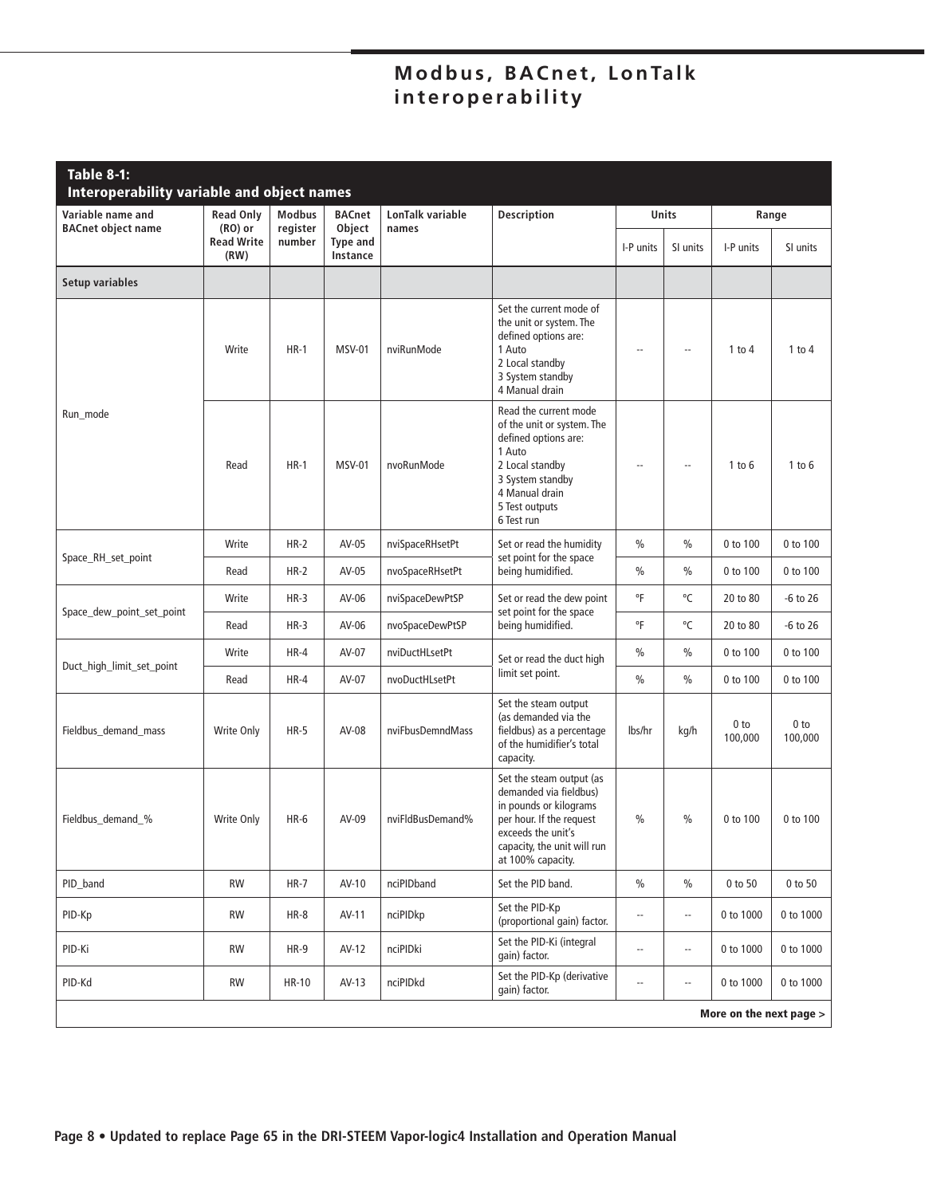# Modbus, BACnet, LonTalk interoperability

**Table 8-1: Interoperability variable and object names**

| Variable name and BACnet object name | Read Only (RO) or Read Write (RW) | Modbus register number | BACnet Object Type and Instance | LonTalk variable names | Description | Units | | Range | |
|---|---|---|---|---|---|---|---|---|---|
| | | | | | | I-P units | SI units | I-P units | SI units |
| **Setup variables** | | | | | | | | | |
| Run_mode | Write | HR-1 | MSV-01 | nviRunMode | Set the current mode of the unit or system. The defined options are: 1 Auto 2 Local standby 3 System standby 4 Manual drain | -- | -- | 1 to 4 | 1 to 4 |
| | Read | HR-1 | MSV-01 | nvoRunMode | Read the current mode of the unit or system. The defined options are: 1 Auto 2 Local standby 3 System standby 4 Manual drain 5 Test outputs 6 Test run | -- | -- | 1 to 6 | 1 to 6 |
| Space_RH_set_point | Write | HR-2 | AV-05 | nviSpaceRHsetPt | Set or read the humidity set point for the space being humidified. | % | % | 0 to 100 | 0 to 100 |
| | Read | HR-2 | AV-05 | nvoSpaceRHsetPt | | % | % | 0 to 100 | 0 to 100 |
| Space_dew_point_set_point | Write | HR-3 | AV-06 | nviSpaceDewPtSP | Set or read the dew point set point for the space being humidified. | °F | °C | 20 to 80 | -6 to 26 |
| | Read | HR-3 | AV-06 | nvoSpaceDewPtSP | | °F | °C | 20 to 80 | -6 to 26 |
| Duct_high_limit_set_point | Write | HR-4 | AV-07 | nviDuctHLsetPt | Set or read the duct high limit set point. | % | % | 0 to 100 | 0 to 100 |
| | Read | HR-4 | AV-07 | nvoDuctHLsetPt | | % | % | 0 to 100 | 0 to 100 |
| Fieldbus_demand_mass | Write Only | HR-5 | AV-08 | nviFbusDemndMass | Set the steam output (as demanded via the fieldbus) as a percentage of the humidifier's total capacity. | lbs/hr | kg/h | 0 to 100,000 | 0 to 100,000 |
| Fieldbus_demand_% | Write Only | HR-6 | AV-09 | nviFldBusDemand% | Set the steam output (as demanded via fieldbus) in pounds or kilograms per hour. If the request exceeds the unit's capacity, the unit will run at 100% capacity. | % | % | 0 to 100 | 0 to 100 |
| PID_band | RW | HR-7 | AV-10 | nciPIDband | Set the PID band. | % | % | 0 to 50 | 0 to 50 |
| PID-Kp | RW | HR-8 | AV-11 | nciPIDkp | Set the PID-Kp (proportional gain) factor. | -- | -- | 0 to 1000 | 0 to 1000 |
| PID-Ki | RW | HR-9 | AV-12 | nciPIDki | Set the PID-Ki (integral gain) factor. | -- | -- | 0 to 1000 | 0 to 1000 |
| PID-Kd | RW | HR-10 | AV-13 | nciPIDkd | Set the PID-Kp (derivative gain) factor. | -- | -- | 0 to 1000 | 0 to 1000 |

**More on the next page >**

**Page 8 • Updated to replace Page 65 in the DRI-STEEM Vapor-logic4 Installation and Operation Manual**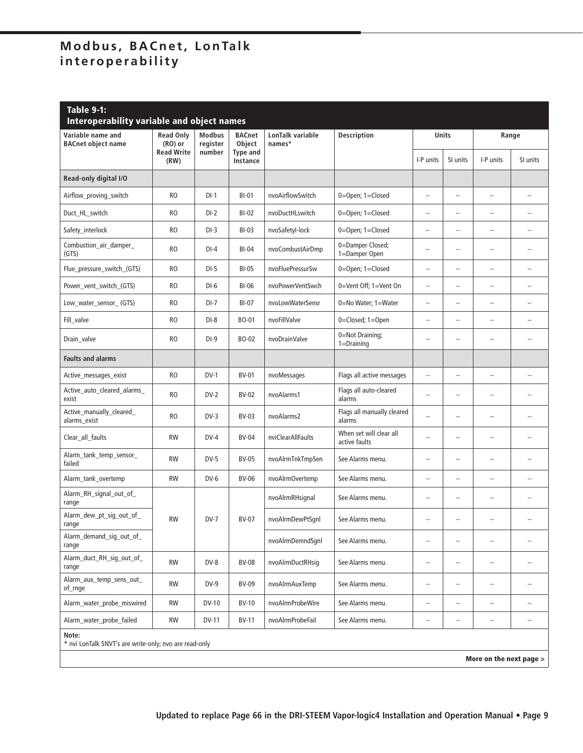# Modbus, BACnet, LonTalk interoperability

**Table 9-1: Interoperability variable and object names**

| Variable name and BACnet object name | Read Only (RO) or Read Write (RW) | Modbus register number | BACnet Object Type and Instance | LonTalk variable names* | Description | Units | | Range | |
|---|---|---|---|---|---|---|---|---|---|
| | | | | | | I-P units | SI units | I-P units | SI units |
| **Read-only digital I/O** | | | | | | | | | |
| Airflow_proving_switch | RO | DI-1 | BI-01 | nvoAirflowSwitch | 0=Open; 1=Closed | -- | -- | -- | -- |
| Duct_HL_switch | RO | DI-2 | BI-02 | nvoDuctHLswitch | 0=Open; 1=Closed | -- | -- | -- | -- |
| Safety_interlock | RO | DI-3 | BI-03 | nvoSafetyI-lock | 0=Open; 1=Closed | -- | -- | -- | -- |
| Combustion_air_damper_(GTS) | RO | DI-4 | BI-04 | nvoCombustAirDmp | 0=Damper Closed; 1=Damper Open | -- | -- | -- | -- |
| Flue_pressure_switch_(GTS) | RO | DI-5 | BI-05 | nvoFluePressurSw | 0=Open; 1=Closed | -- | -- | -- | -- |
| Power_vent_switch_(GTS) | RO | DI-6 | BI-06 | nvoPowerVentSwch | 0=Vent Off; 1=Vent On | -- | -- | -- | -- |
| Low_water_sensor_ (GTS) | RO | DI-7 | BI-07 | nvoLowWaterSensr | 0=No Water; 1=Water | -- | -- | -- | -- |
| Fill_valve | RO | DI-8 | BO-01 | nvoFillValve | 0=Closed; 1=Open | -- | -- | -- | -- |
| Drain_valve | RO | DI-9 | BO-02 | nvoDrainValve | 0=Not Draining; 1=Draining | -- | -- | -- | -- |
| **Faults and alarms** | | | | | | | | | |
| Active_messages_exist | RO | DV-1 | BV-01 | nvoMessages | Flags all active messages | -- | -- | -- | -- |
| Active_auto_cleared_alarms_exist | RO | DV-2 | BV-02 | nvoAlarms1 | Flags all auto-cleared alarms | -- | -- | -- | -- |
| Active_manually_cleared_alarms_exist | RO | DV-3 | BV-03 | nvoAlarms2 | Flags all manually cleared alarms | -- | -- | -- | -- |
| Clear_all_faults | RW | DV-4 | BV-04 | nviClearAllFaults | When set will clear all active faults | -- | -- | -- | -- |
| Alarm_tank_temp_sensor_failed | RW | DV-5 | BV-05 | nvoAlrmTnkTmpSen | See Alarms menu. | -- | -- | -- | -- |
| Alarm_tank_overtemp | RW | DV-6 | BV-06 | nvoAlrmOvertemp | See Alarms menu. | -- | -- | -- | -- |
| Alarm_RH_signal_out_of_range | RW | DV-7 | BV-07 | nvoAlrmRHsignal | See Alarms menu. | -- | -- | -- | -- |
| Alarm_dew_pt_sig_out_of_range | | | | nvoAlrmDewPtSgnl | See Alarms menu. | -- | -- | -- | -- |
| Alarm_demand_sig_out_of_range | | | | nvoAlrmDemndSgnl | See Alarms menu. | -- | -- | -- | -- |
| Alarm_duct_RH_sig_out_of_range | RW | DV-8 | BV-08 | nvoAlrmDuctRHsig | See Alarms menu. | -- | -- | -- | -- |
| Alarm_aux_temp_sens_out_of_rnge | RW | DV-9 | BV-09 | nvoAlrmAuxTemp | See Alarms menu. | -- | -- | -- | -- |
| Alarm_water_probe_miswired | RW | DV-10 | BV-10 | nvoAlrmProbeWire | See Alarms menu. | -- | -- | -- | -- |
| Alarm_water_probe_failed | RW | DV-11 | BV-11 | nvoAlrmProbeFail | See Alarms menu. | -- | -- | -- | -- |

**Note:**
* nvi LonTalk SNVT's are write-only; nvo are read-only

**More on the next page >**

Updated to replace Page 66 in the DRI-STEEM Vapor-logic4 Installation and Operation Manual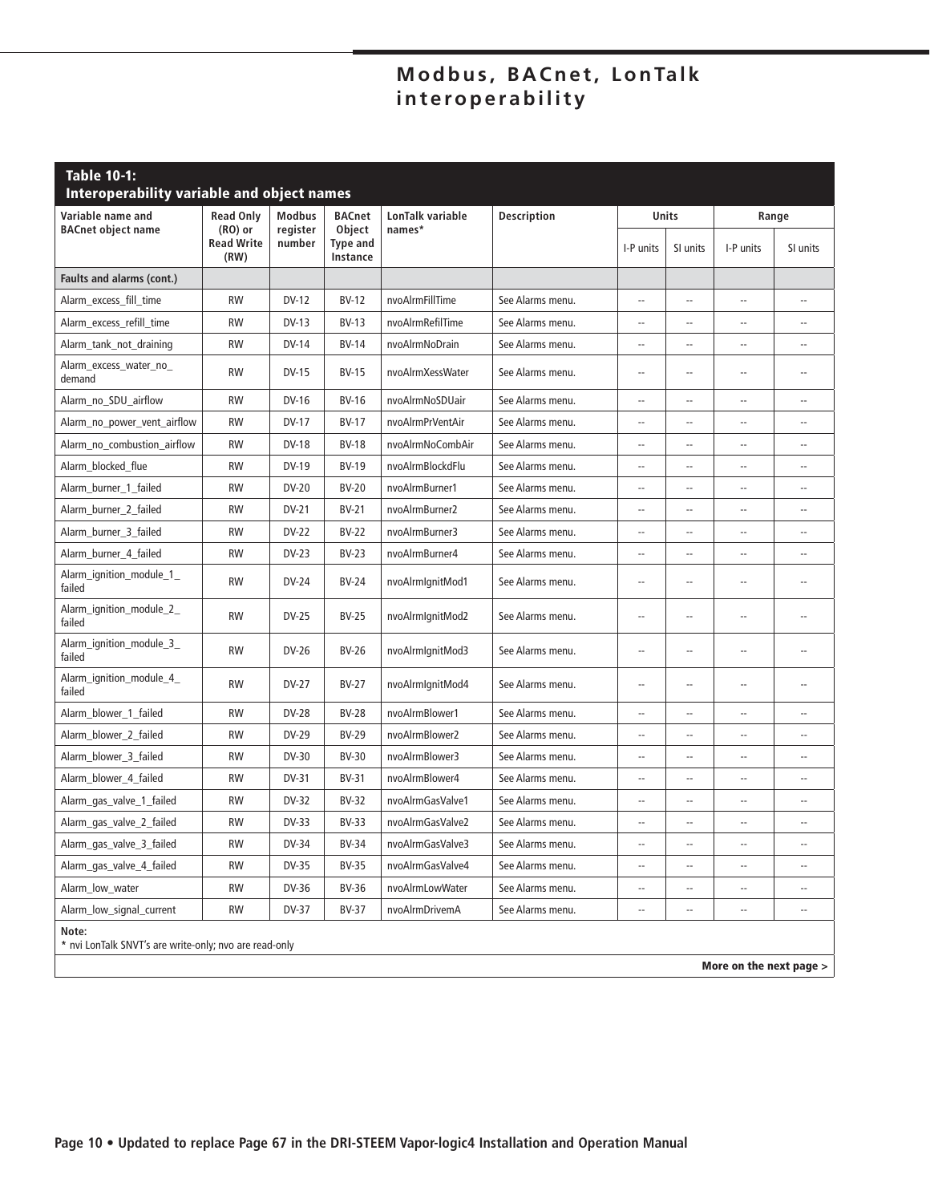## Table 10-1: Interoperability variable and object names

| Variable name and BACnet object name | Read Only (RO) or Read Write (RW) | Modbus register number | BACnet Object Type and Instance | LonTalk variable names* | Description | Units | | Range | |
|---|---|---|---|---|---|---|---|---|---|
| | | | | | | I-P units | SI units | I-P units | SI units |
| **Faults and alarms (cont.)** | | | | | | | | | |
| Alarm_excess_fill_time | RW | DV-12 | BV-12 | nvoAlrmFillTime | See Alarms menu. | -- | -- | -- | -- |
| Alarm_excess_refill_time | RW | DV-13 | BV-13 | nvoAlrmRefilTime | See Alarms menu. | -- | -- | -- | -- |
| Alarm_tank_not_draining | RW | DV-14 | BV-14 | nvoAlrmNoDrain | See Alarms menu. | -- | -- | -- | -- |
| Alarm_excess_water_no_demand | RW | DV-15 | BV-15 | nvoAlrmXessWater | See Alarms menu. | -- | -- | -- | -- |
| Alarm_no_SDU_airflow | RW | DV-16 | BV-16 | nvoAlrmNoSDUair | See Alarms menu. | -- | -- | -- | -- |
| Alarm_no_power_vent_airflow | RW | DV-17 | BV-17 | nvoAlrmPrVentAir | See Alarms menu. | -- | -- | -- | -- |
| Alarm_no_combustion_airflow | RW | DV-18 | BV-18 | nvoAlrmNoCombAir | See Alarms menu. | -- | -- | -- | -- |
| Alarm_blocked_flue | RW | DV-19 | BV-19 | nvoAlrmBlockdFlu | See Alarms menu. | -- | -- | -- | -- |
| Alarm_burner_1_failed | RW | DV-20 | BV-20 | nvoAlrmBurner1 | See Alarms menu. | -- | -- | -- | -- |
| Alarm_burner_2_failed | RW | DV-21 | BV-21 | nvoAlrmBurner2 | See Alarms menu. | -- | -- | -- | -- |
| Alarm_burner_3_failed | RW | DV-22 | BV-22 | nvoAlrmBurner3 | See Alarms menu. | -- | -- | -- | -- |
| Alarm_burner_4_failed | RW | DV-23 | BV-23 | nvoAlrmBurner4 | See Alarms menu. | -- | -- | -- | -- |
| Alarm_ignition_module_1_failed | RW | DV-24 | BV-24 | nvoAlrmIgnitMod1 | See Alarms menu. | -- | -- | -- | -- |
| Alarm_ignition_module_2_failed | RW | DV-25 | BV-25 | nvoAlrmIgnitMod2 | See Alarms menu. | -- | -- | -- | -- |
| Alarm_ignition_module_3_failed | RW | DV-26 | BV-26 | nvoAlrmIgnitMod3 | See Alarms menu. | -- | -- | -- | -- |
| Alarm_ignition_module_4_failed | RW | DV-27 | BV-27 | nvoAlrmIgnitMod4 | See Alarms menu. | -- | -- | -- | -- |
| Alarm_blower_1_failed | RW | DV-28 | BV-28 | nvoAlrmBlower1 | See Alarms menu. | -- | -- | -- | -- |
| Alarm_blower_2_failed | RW | DV-29 | BV-29 | nvoAlrmBlower2 | See Alarms menu. | -- | -- | -- | -- |
| Alarm_blower_3_failed | RW | DV-30 | BV-30 | nvoAlrmBlower3 | See Alarms menu. | -- | -- | -- | -- |
| Alarm_blower_4_failed | RW | DV-31 | BV-31 | nvoAlrmBlower4 | See Alarms menu. | -- | -- | -- | -- |
| Alarm_gas_valve_1_failed | RW | DV-32 | BV-32 | nvoAlrmGasValve1 | See Alarms menu. | -- | -- | -- | -- |
| Alarm_gas_valve_2_failed | RW | DV-33 | BV-33 | nvoAlrmGasValve2 | See Alarms menu. | -- | -- | -- | -- |
| Alarm_gas_valve_3_failed | RW | DV-34 | BV-34 | nvoAlrmGasValve3 | See Alarms menu. | -- | -- | -- | -- |
| Alarm_gas_valve_4_failed | RW | DV-35 | BV-35 | nvoAlrmGasValve4 | See Alarms menu. | -- | -- | -- | -- |
| Alarm_low_water | RW | DV-36 | BV-36 | nvoAlrmLowWater | See Alarms menu. | -- | -- | -- | -- |
| Alarm_low_signal_current | RW | DV-37 | BV-37 | nvoAlrmDrivemA | See Alarms menu. | -- | -- | -- | -- |

**Note:**
* nvi LonTalk SNVT's are write-only; nvo are read-only

**More on the next page >**

Page 10 • Updated to replace Page 67 in the DRI-STEEM Vapor-logic4 Installation and Operation Manual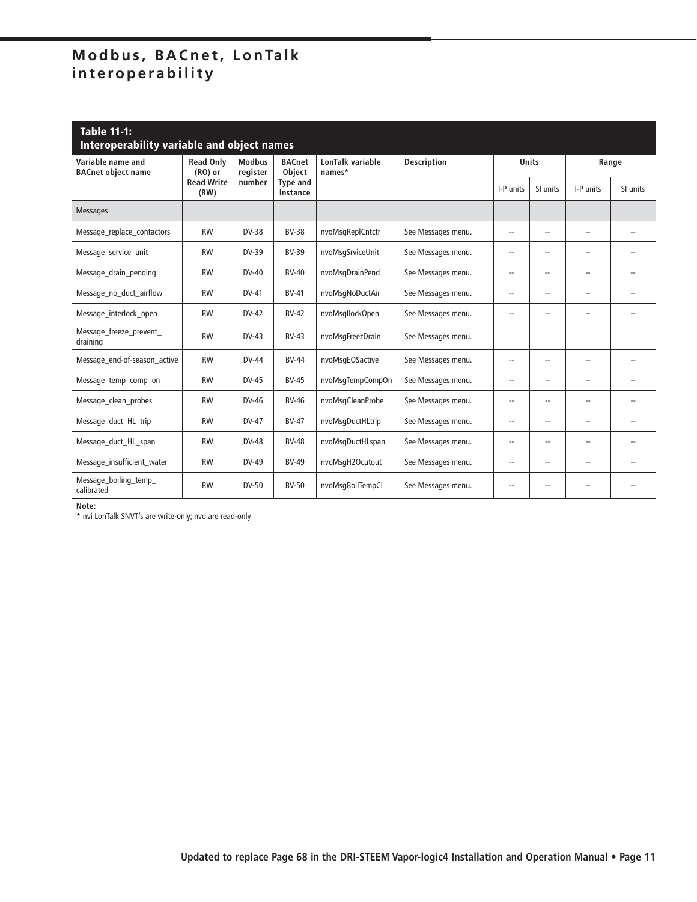# Modbus, BACnet, LonTalk interoperability

**Table 11-1:**
**Interoperability variable and object names**

| Variable name and BACnet object name | Read Only (RO) or Read Write (RW) | Modbus register number | BACnet Object Type and Instance | LonTalk variable names* | Description | Units | | Range | |
|---|---|---|---|---|---|---|---|---|---|
| | | | | | | I-P units | SI units | I-P units | SI units |
| Messages | | | | | | | | | |
| Message_replace_contactors | RW | DV-38 | BV-38 | nvoMsgReplCntctr | See Messages menu. | -- | -- | -- | -- |
| Message_service_unit | RW | DV-39 | BV-39 | nvoMsgSrviceUnit | See Messages menu. | -- | -- | -- | -- |
| Message_drain_pending | RW | DV-40 | BV-40 | nvoMsgDrainPend | See Messages menu. | -- | -- | -- | -- |
| Message_no_duct_airflow | RW | DV-41 | BV-41 | nvoMsgNoDuctAir | See Messages menu. | -- | -- | -- | -- |
| Message_interlock_open | RW | DV-42 | BV-42 | nvoMsgIlockOpen | See Messages menu. | -- | -- | -- | -- |
| Message_freeze_prevent_draining | RW | DV-43 | BV-43 | nvoMsgFreezDrain | See Messages menu. | | | | |
| Message_end-of-season_active | RW | DV-44 | BV-44 | nvoMsgEOSactive | See Messages menu. | -- | -- | -- | -- |
| Message_temp_comp_on | RW | DV-45 | BV-45 | nvoMsgTempCompOn | See Messages menu. | -- | -- | -- | -- |
| Message_clean_probes | RW | DV-46 | BV-46 | nvoMsgCleanProbe | See Messages menu. | -- | -- | -- | -- |
| Message_duct_HL_trip | RW | DV-47 | BV-47 | nvoMsgDuctHLtrip | See Messages menu. | -- | -- | -- | -- |
| Message_duct_HL_span | RW | DV-48 | BV-48 | nvoMsgDuctHLspan | See Messages menu. | -- | -- | -- | -- |
| Message_insufficient_water | RW | DV-49 | BV-49 | nvoMsgH2Ocutout | See Messages menu. | -- | -- | -- | -- |
| Message_boiling_temp_calibrated | RW | DV-50 | BV-50 | nvoMsgBoilTempCl | See Messages menu. | -- | -- | -- | -- |

**Note:**
* nvi LonTalk SNVT's are write-only; nvo are read-only

Updated to replace Page 68 in the DRI-STEEM Vapor-logic4 Installation and Operation Manual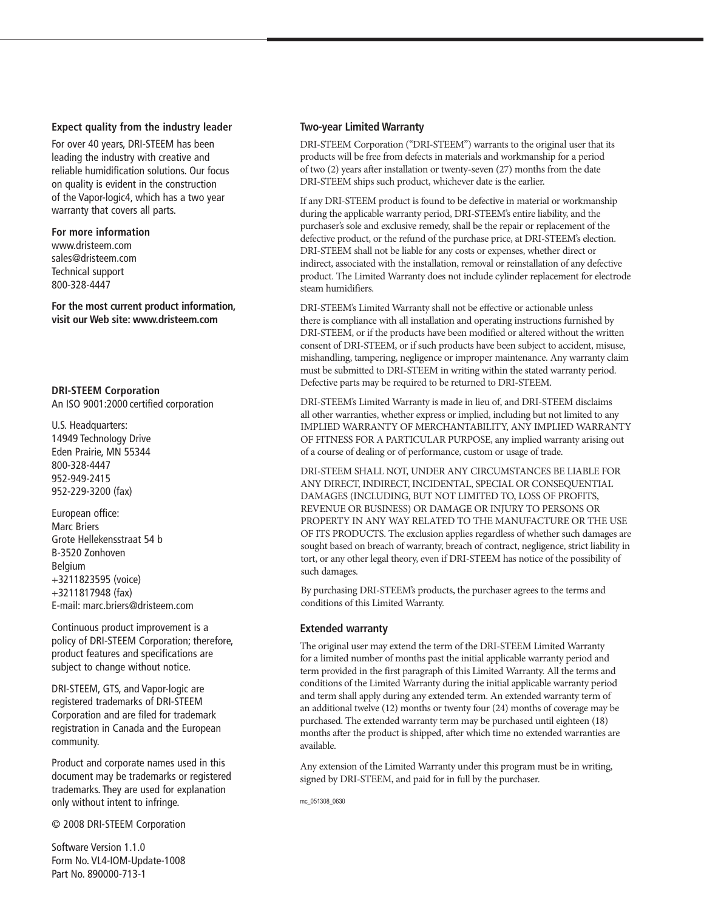### Expect quality from the industry leader

For over 40 years, DRI-STEEM has been leading the industry with creative and reliable humidification solutions. Our focus on quality is evident in the construction of the Vapor-logic4, which has a two year warranty that covers all parts.

**For more information**
www.dristeem.com
sales@dristeem.com
Technical support
800-328-4447

**For the most current product information, visit our Web site: www.dristeem.com**

**DRI-STEEM Corporation**
An ISO 9001:2000 certified corporation

U.S. Headquarters:
14949 Technology Drive
Eden Prairie, MN 55344
800-328-4447
952-949-2415
952-229-3200 (fax)

European office:
Marc Briers
Grote Hellekensstraat 54 b
B-3520 Zonhoven
Belgium
+3211823595 (voice)
+3211817948 (fax)
E-mail: marc.briers@dristeem.com

Continuous product improvement is a policy of DRI-STEEM Corporation; therefore, product features and specifications are subject to change without notice.

DRI-STEEM, GTS, and Vapor-logic are registered trademarks of DRI-STEEM Corporation and are filed for trademark registration in Canada and the European community.

Product and corporate names used in this document may be trademarks or registered trademarks. They are used for explanation only without intent to infringe.

© 2008 DRI-STEEM Corporation

Software Version 1.1.0
Form No. VL4-IOM-Update-1008
Part No. 890000-713-1

### Two-year Limited Warranty

DRI-STEEM Corporation ("DRI-STEEM") warrants to the original user that its products will be free from defects in materials and workmanship for a period of two (2) years after installation or twenty-seven (27) months from the date DRI-STEEM ships such product, whichever date is the earlier.

If any DRI-STEEM product is found to be defective in material or workmanship during the applicable warranty period, DRI-STEEM's entire liability, and the purchaser's sole and exclusive remedy, shall be the repair or replacement of the defective product, or the refund of the purchase price, at DRI-STEEM's election. DRI-STEEM shall not be liable for any costs or expenses, whether direct or indirect, associated with the installation, removal or reinstallation of any defective product. The Limited Warranty does not include cylinder replacement for electrode steam humidifiers.

DRI-STEEM's Limited Warranty shall not be effective or actionable unless there is compliance with all installation and operating instructions furnished by DRI-STEEM, or if the products have been modified or altered without the written consent of DRI-STEEM, or if such products have been subject to accident, misuse, mishandling, tampering, negligence or improper maintenance. Any warranty claim must be submitted to DRI-STEEM in writing within the stated warranty period. Defective parts may be required to be returned to DRI-STEEM.

DRI-STEEM's Limited Warranty is made in lieu of, and DRI-STEEM disclaims all other warranties, whether express or implied, including but not limited to any IMPLIED WARRANTY OF MERCHANTABILITY, ANY IMPLIED WARRANTY OF FITNESS FOR A PARTICULAR PURPOSE, any implied warranty arising out of a course of dealing or of performance, custom or usage of trade.

DRI-STEEM SHALL NOT, UNDER ANY CIRCUMSTANCES BE LIABLE FOR ANY DIRECT, INDIRECT, INCIDENTAL, SPECIAL OR CONSEQUENTIAL DAMAGES (INCLUDING, BUT NOT LIMITED TO, LOSS OF PROFITS, REVENUE OR BUSINESS) OR DAMAGE OR INJURY TO PERSONS OR PROPERTY IN ANY WAY RELATED TO THE MANUFACTURE OR THE USE OF ITS PRODUCTS. The exclusion applies regardless of whether such damages are sought based on breach of warranty, breach of contract, negligence, strict liability in tort, or any other legal theory, even if DRI-STEEM has notice of the possibility of such damages.

By purchasing DRI-STEEM's products, the purchaser agrees to the terms and conditions of this Limited Warranty.

### Extended warranty

The original user may extend the term of the DRI-STEEM Limited Warranty for a limited number of months past the initial applicable warranty period and term provided in the first paragraph of this Limited Warranty. All the terms and conditions of the Limited Warranty during the initial applicable warranty period and term shall apply during any extended term. An extended warranty term of an additional twelve (12) months or twenty four (24) months of coverage may be purchased. The extended warranty term may be purchased until eighteen (18) months after the product is shipped, after which time no extended warranties are available.

Any extension of the Limited Warranty under this program must be in writing, signed by DRI-STEEM, and paid for in full by the purchaser.

mc_051308_0630